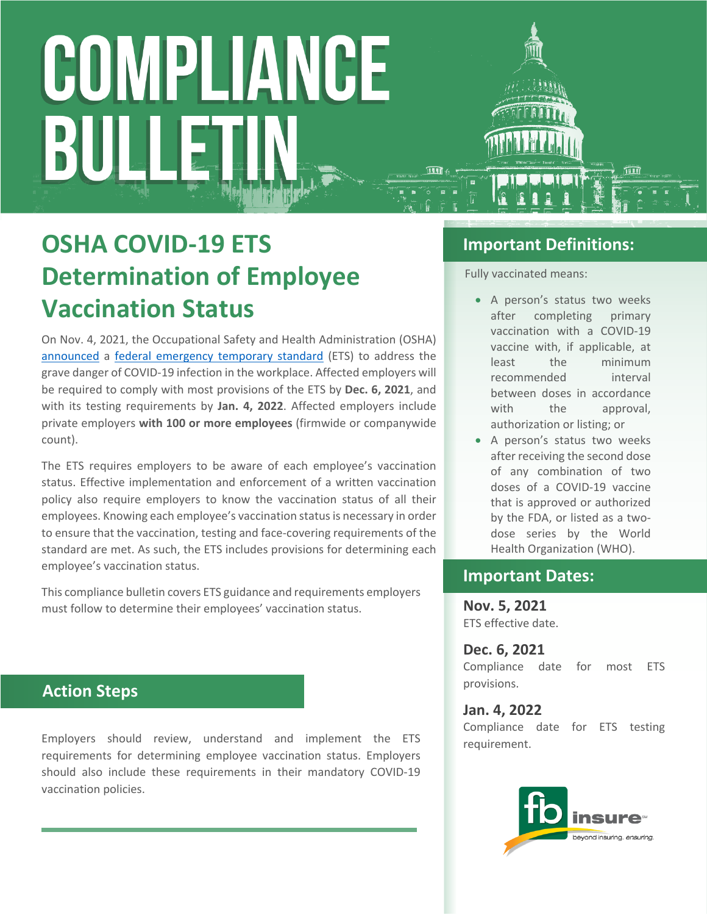# COMPLIANCE BULLETIN

## OSHA COVID-19 ETS Determination of Employee Vaccination Status

On Nov. 4, 2021, the Occupational Safety and Health Administration (OSHA) announced a federal emergency temporary standard (ETS) to address the grave danger of COVID-19 infection in the workplace. Affected employers will be required to comply with most provisions of the ETS by **Dec. 6, 2021**, and with its testing requirements by **Jan. 4, 2022**. Affected employers include private employers **with 100 or more employees** (firmwide or companywide count).

The ETS requires employers to be aware of each employee's vaccination status. Effective implementation and enforcement of a written vaccination policy also require employers to know the vaccination status of all their employees. Knowing each employee's vaccination status is necessary in order to ensure that the vaccination, testing and face-covering requirements of the standard are met. As such, the ETS includes provisions for determining each employee's vaccination status.

This compliance bulletin covers ETS guidance and requirements employers must follow to determine their employees' vaccination status.

### Action Steps

Employers should review, understand and implement the ETS requirements for determining employee vaccination status. Employers should also include these requirements in their mandatory COVID-19 vaccination policies.

### Important Definitions:

Fully vaccinated means:

- A person's status two weeks after completing primary vaccination with a COVID-19 vaccine with, if applicable, at least the minimum recommended interval between doses in accordance with the approval, authorization or listing; or
- A person's status two weeks after receiving the second dose of any combination of two doses of a COVID-19 vaccine that is approved or authorized by the FDA, or listed as a two-dose series by the World Health Organization (WHO).

### Important Dates:

**Nov. 5, 2021**
ETS effective date.

**Dec. 6, 2021**
Compliance date for most ETS provisions.

**Jan. 4, 2022**
Compliance date for ETS testing requirement.

fb insure℠ beyond insuring. *ensuring.*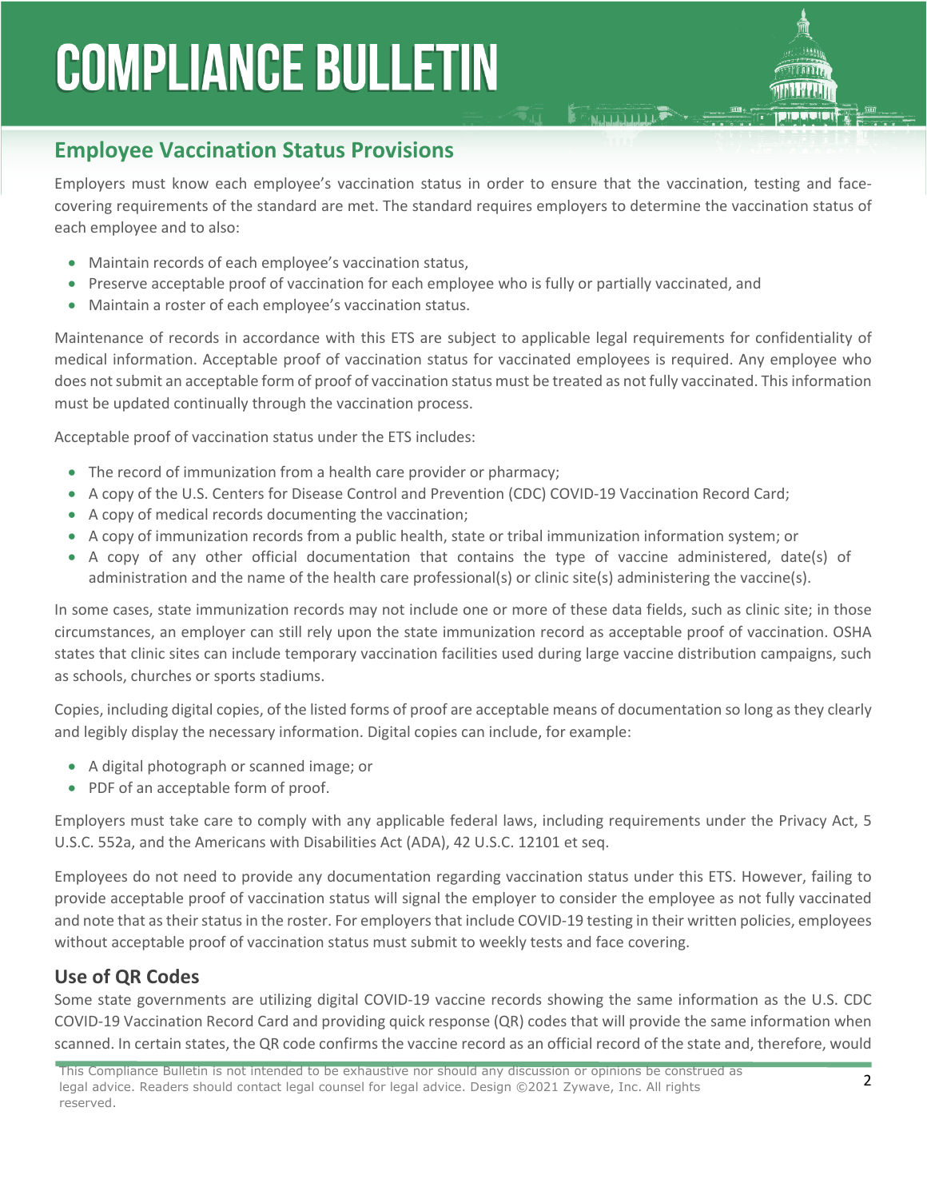## Employee Vaccination Status Provisions

Employers must know each employee's vaccination status in order to ensure that the vaccination, testing and face-covering requirements of the standard are met. The standard requires employers to determine the vaccination status of each employee and to also:

- Maintain records of each employee's vaccination status,
- Preserve acceptable proof of vaccination for each employee who is fully or partially vaccinated, and
- Maintain a roster of each employee's vaccination status.

Maintenance of records in accordance with this ETS are subject to applicable legal requirements for confidentiality of medical information. Acceptable proof of vaccination status for vaccinated employees is required. Any employee who does not submit an acceptable form of proof of vaccination status must be treated as not fully vaccinated. This information must be updated continually through the vaccination process.

Acceptable proof of vaccination status under the ETS includes:

- The record of immunization from a health care provider or pharmacy;
- A copy of the U.S. Centers for Disease Control and Prevention (CDC) COVID-19 Vaccination Record Card;
- A copy of medical records documenting the vaccination;
- A copy of immunization records from a public health, state or tribal immunization information system; or
- A copy of any other official documentation that contains the type of vaccine administered, date(s) of administration and the name of the health care professional(s) or clinic site(s) administering the vaccine(s).

In some cases, state immunization records may not include one or more of these data fields, such as clinic site; in those circumstances, an employer can still rely upon the state immunization record as acceptable proof of vaccination. OSHA states that clinic sites can include temporary vaccination facilities used during large vaccine distribution campaigns, such as schools, churches or sports stadiums.

Copies, including digital copies, of the listed forms of proof are acceptable means of documentation so long as they clearly and legibly display the necessary information. Digital copies can include, for example:

- A digital photograph or scanned image; or
- PDF of an acceptable form of proof.

Employers must take care to comply with any applicable federal laws, including requirements under the Privacy Act, 5 U.S.C. 552a, and the Americans with Disabilities Act (ADA), 42 U.S.C. 12101 et seq.

Employees do not need to provide any documentation regarding vaccination status under this ETS. However, failing to provide acceptable proof of vaccination status will signal the employer to consider the employee as not fully vaccinated and note that as their status in the roster. For employers that include COVID-19 testing in their written policies, employees without acceptable proof of vaccination status must submit to weekly tests and face covering.

### Use of QR Codes

Some state governments are utilizing digital COVID-19 vaccine records showing the same information as the U.S. CDC COVID-19 Vaccination Record Card and providing quick response (QR) codes that will provide the same information when scanned. In certain states, the QR code confirms the vaccine record as an official record of the state and, therefore, would

This Compliance Bulletin is not intended to be exhaustive nor should any discussion or opinions be construed as legal advice. Readers should contact legal counsel for legal advice. Design ©2021 Zywave, Inc. All rights reserved.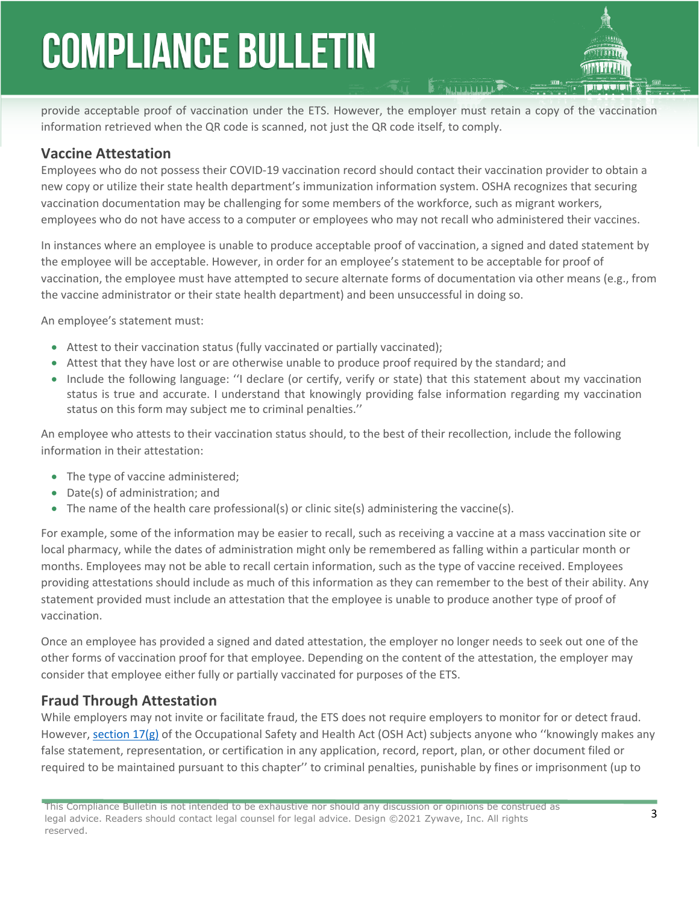provide acceptable proof of vaccination under the ETS. However, the employer must retain a copy of the vaccination information retrieved when the QR code is scanned, not just the QR code itself, to comply.

## Vaccine Attestation

Employees who do not possess their COVID-19 vaccination record should contact their vaccination provider to obtain a new copy or utilize their state health department's immunization information system. OSHA recognizes that securing vaccination documentation may be challenging for some members of the workforce, such as migrant workers, employees who do not have access to a computer or employees who may not recall who administered their vaccines.

In instances where an employee is unable to produce acceptable proof of vaccination, a signed and dated statement by the employee will be acceptable. However, in order for an employee's statement to be acceptable for proof of vaccination, the employee must have attempted to secure alternate forms of documentation via other means (e.g., from the vaccine administrator or their state health department) and been unsuccessful in doing so.

An employee's statement must:

- Attest to their vaccination status (fully vaccinated or partially vaccinated);
- Attest that they have lost or are otherwise unable to produce proof required by the standard; and
- Include the following language: ''I declare (or certify, verify or state) that this statement about my vaccination status is true and accurate. I understand that knowingly providing false information regarding my vaccination status on this form may subject me to criminal penalties.''

An employee who attests to their vaccination status should, to the best of their recollection, include the following information in their attestation:

- The type of vaccine administered;
- Date(s) of administration; and
- The name of the health care professional(s) or clinic site(s) administering the vaccine(s).

For example, some of the information may be easier to recall, such as receiving a vaccine at a mass vaccination site or local pharmacy, while the dates of administration might only be remembered as falling within a particular month or months. Employees may not be able to recall certain information, such as the type of vaccine received. Employees providing attestations should include as much of this information as they can remember to the best of their ability. Any statement provided must include an attestation that the employee is unable to produce another type of proof of vaccination.

Once an employee has provided a signed and dated attestation, the employer no longer needs to seek out one of the other forms of vaccination proof for that employee. Depending on the content of the attestation, the employer may consider that employee either fully or partially vaccinated for purposes of the ETS.

## Fraud Through Attestation

While employers may not invite or facilitate fraud, the ETS does not require employers to monitor for or detect fraud. However, section 17(g) of the Occupational Safety and Health Act (OSH Act) subjects anyone who ''knowingly makes any false statement, representation, or certification in any application, record, report, plan, or other document filed or required to be maintained pursuant to this chapter'' to criminal penalties, punishable by fines or imprisonment (up to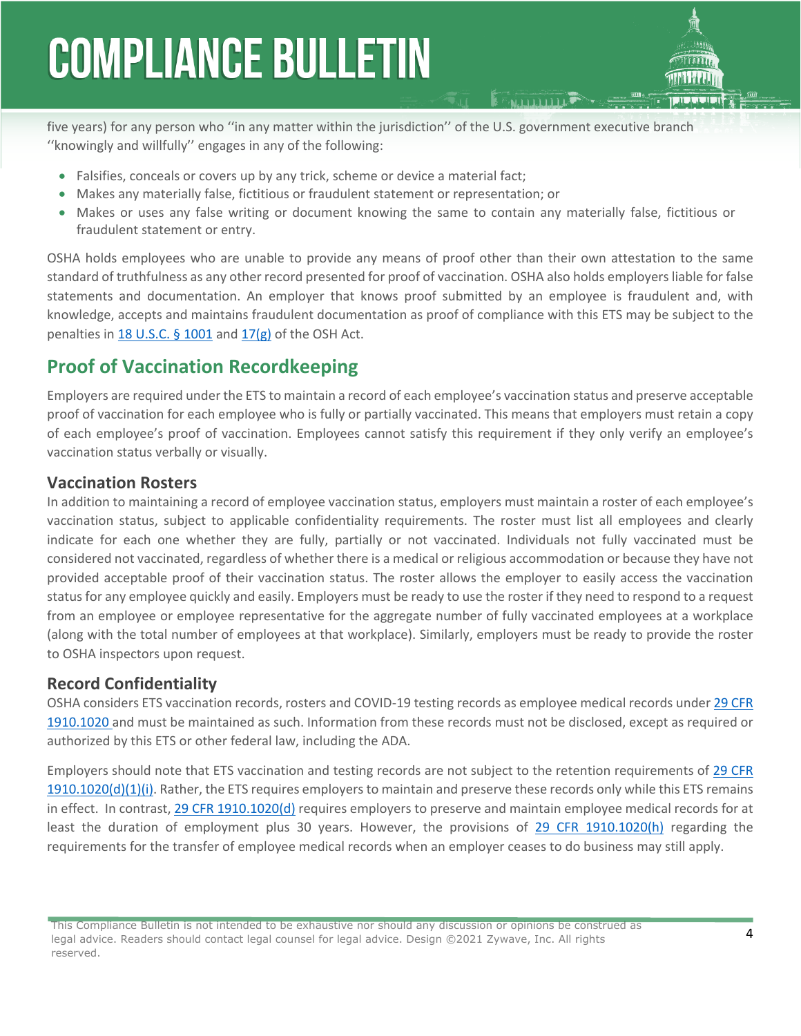five years) for any person who ''in any matter within the jurisdiction'' of the U.S. government executive branch ''knowingly and willfully'' engages in any of the following:

- Falsifies, conceals or covers up by any trick, scheme or device a material fact;
- Makes any materially false, fictitious or fraudulent statement or representation; or
- Makes or uses any false writing or document knowing the same to contain any materially false, fictitious or fraudulent statement or entry.

OSHA holds employees who are unable to provide any means of proof other than their own attestation to the same standard of truthfulness as any other record presented for proof of vaccination. OSHA also holds employers liable for false statements and documentation. An employer that knows proof submitted by an employee is fraudulent and, with knowledge, accepts and maintains fraudulent documentation as proof of compliance with this ETS may be subject to the penalties in 18 U.S.C. § 1001 and 17(g) of the OSH Act.

## Proof of Vaccination Recordkeeping

Employers are required under the ETS to maintain a record of each employee's vaccination status and preserve acceptable proof of vaccination for each employee who is fully or partially vaccinated. This means that employers must retain a copy of each employee's proof of vaccination. Employees cannot satisfy this requirement if they only verify an employee's vaccination status verbally or visually.

### Vaccination Rosters

In addition to maintaining a record of employee vaccination status, employers must maintain a roster of each employee's vaccination status, subject to applicable confidentiality requirements. The roster must list all employees and clearly indicate for each one whether they are fully, partially or not vaccinated. Individuals not fully vaccinated must be considered not vaccinated, regardless of whether there is a medical or religious accommodation or because they have not provided acceptable proof of their vaccination status. The roster allows the employer to easily access the vaccination status for any employee quickly and easily. Employers must be ready to use the roster if they need to respond to a request from an employee or employee representative for the aggregate number of fully vaccinated employees at a workplace (along with the total number of employees at that workplace). Similarly, employers must be ready to provide the roster to OSHA inspectors upon request.

### Record Confidentiality

OSHA considers ETS vaccination records, rosters and COVID-19 testing records as employee medical records under 29 CFR 1910.1020 and must be maintained as such. Information from these records must not be disclosed, except as required or authorized by this ETS or other federal law, including the ADA.

Employers should note that ETS vaccination and testing records are not subject to the retention requirements of 29 CFR 1910.1020(d)(1)(i). Rather, the ETS requires employers to maintain and preserve these records only while this ETS remains in effect. In contrast, 29 CFR 1910.1020(d) requires employers to preserve and maintain employee medical records for at least the duration of employment plus 30 years. However, the provisions of 29 CFR 1910.1020(h) regarding the requirements for the transfer of employee medical records when an employer ceases to do business may still apply.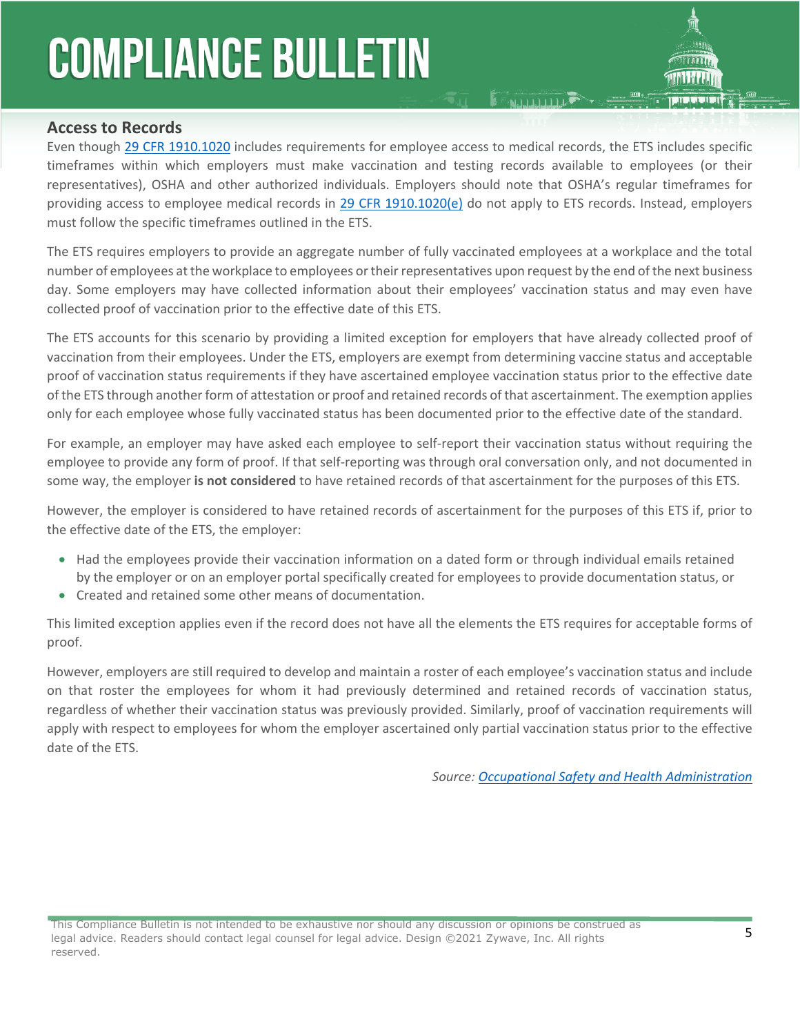## Access to Records

Even though [29 CFR 1910.1020](29 CFR 1910.1020) includes requirements for employee access to medical records, the ETS includes specific timeframes within which employers must make vaccination and testing records available to employees (or their representatives), OSHA and other authorized individuals. Employers should note that OSHA's regular timeframes for providing access to employee medical records in 29 CFR 1910.1020(e) do not apply to ETS records. Instead, employers must follow the specific timeframes outlined in the ETS.

The ETS requires employers to provide an aggregate number of fully vaccinated employees at a workplace and the total number of employees at the workplace to employees or their representatives upon request by the end of the next business day. Some employers may have collected information about their employees' vaccination status and may even have collected proof of vaccination prior to the effective date of this ETS.

The ETS accounts for this scenario by providing a limited exception for employers that have already collected proof of vaccination from their employees. Under the ETS, employers are exempt from determining vaccine status and acceptable proof of vaccination status requirements if they have ascertained employee vaccination status prior to the effective date of the ETS through another form of attestation or proof and retained records of that ascertainment. The exemption applies only for each employee whose fully vaccinated status has been documented prior to the effective date of the standard.

For example, an employer may have asked each employee to self-report their vaccination status without requiring the employee to provide any form of proof. If that self-reporting was through oral conversation only, and not documented in some way, the employer **is not considered** to have retained records of that ascertainment for the purposes of this ETS.

However, the employer is considered to have retained records of ascertainment for the purposes of this ETS if, prior to the effective date of the ETS, the employer:

- Had the employees provide their vaccination information on a dated form or through individual emails retained by the employer or on an employer portal specifically created for employees to provide documentation status, or
- Created and retained some other means of documentation.

This limited exception applies even if the record does not have all the elements the ETS requires for acceptable forms of proof.

However, employers are still required to develop and maintain a roster of each employee's vaccination status and include on that roster the employees for whom it had previously determined and retained records of vaccination status, regardless of whether their vaccination status was previously provided. Similarly, proof of vaccination requirements will apply with respect to employees for whom the employer ascertained only partial vaccination status prior to the effective date of the ETS.

*Source: Occupational Safety and Health Administration*

This Compliance Bulletin is not intended to be exhaustive nor should any discussion or opinions be construed as legal advice. Readers should contact legal counsel for legal advice. Design ©2021 Zywave, Inc. All rights reserved.